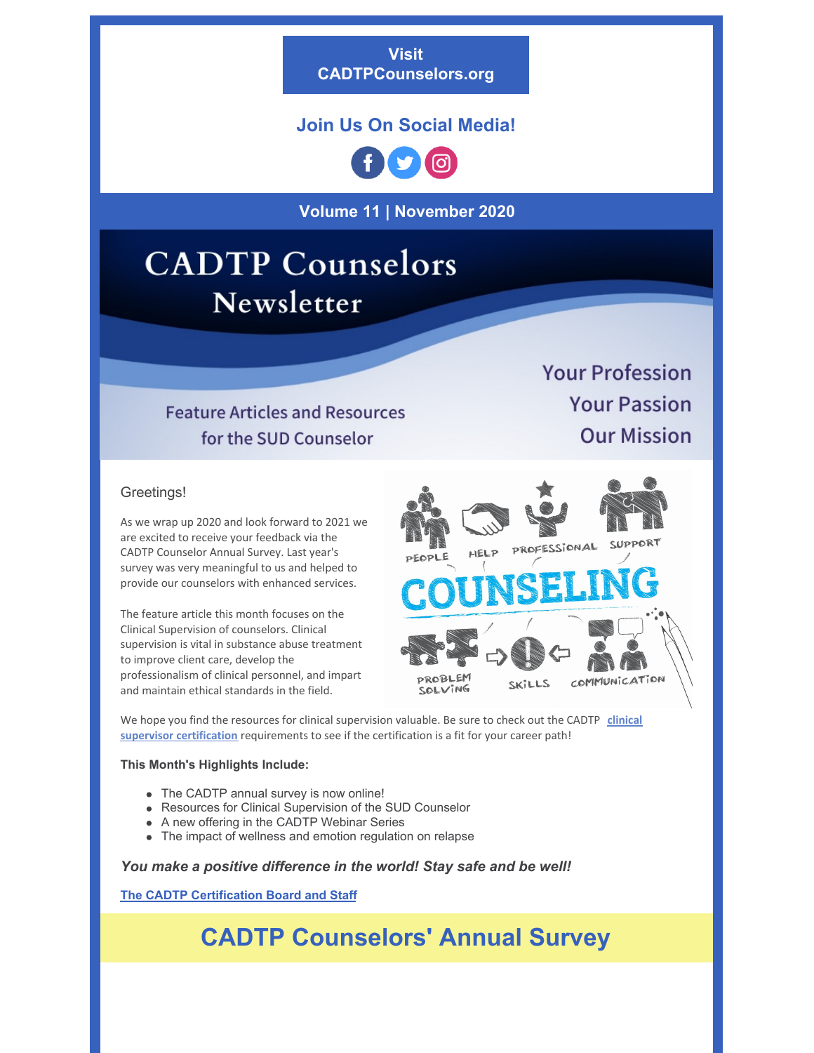**Visit CADTPCounselors.org**

## Join Us On Social Media!

**Volume 11 | November 2020**

# CADTP Counselors Newsletter

Feature Articles and Resources for the SUD Counselor

Your Profession
Your Passion
Our Mission

Greetings!

As we wrap up 2020 and look forward to 2021 we are excited to receive your feedback via the CADTP Counselor Annual Survey. Last year's survey was very meaningful to us and helped to provide our counselors with enhanced services.

The feature article this month focuses on the Clinical Supervision of counselors. Clinical supervision is vital in substance abuse treatment to improve client care, develop the professionalism of clinical personnel, and impart and maintain ethical standards in the field.

We hope you find the resources for clinical supervision valuable. Be sure to check out the CADTP **clinical supervisor certification** requirements to see if the certification is a fit for your career path!

**This Month's Highlights Include:**

- The CADTP annual survey is now online!
- Resources for Clinical Supervision of the SUD Counselor
- A new offering in the CADTP Webinar Series
- The impact of wellness and emotion regulation on relapse

***You make a positive difference in the world! Stay safe and be well!***

**The CADTP Certification Board and Staff**

## CADTP Counselors' Annual Survey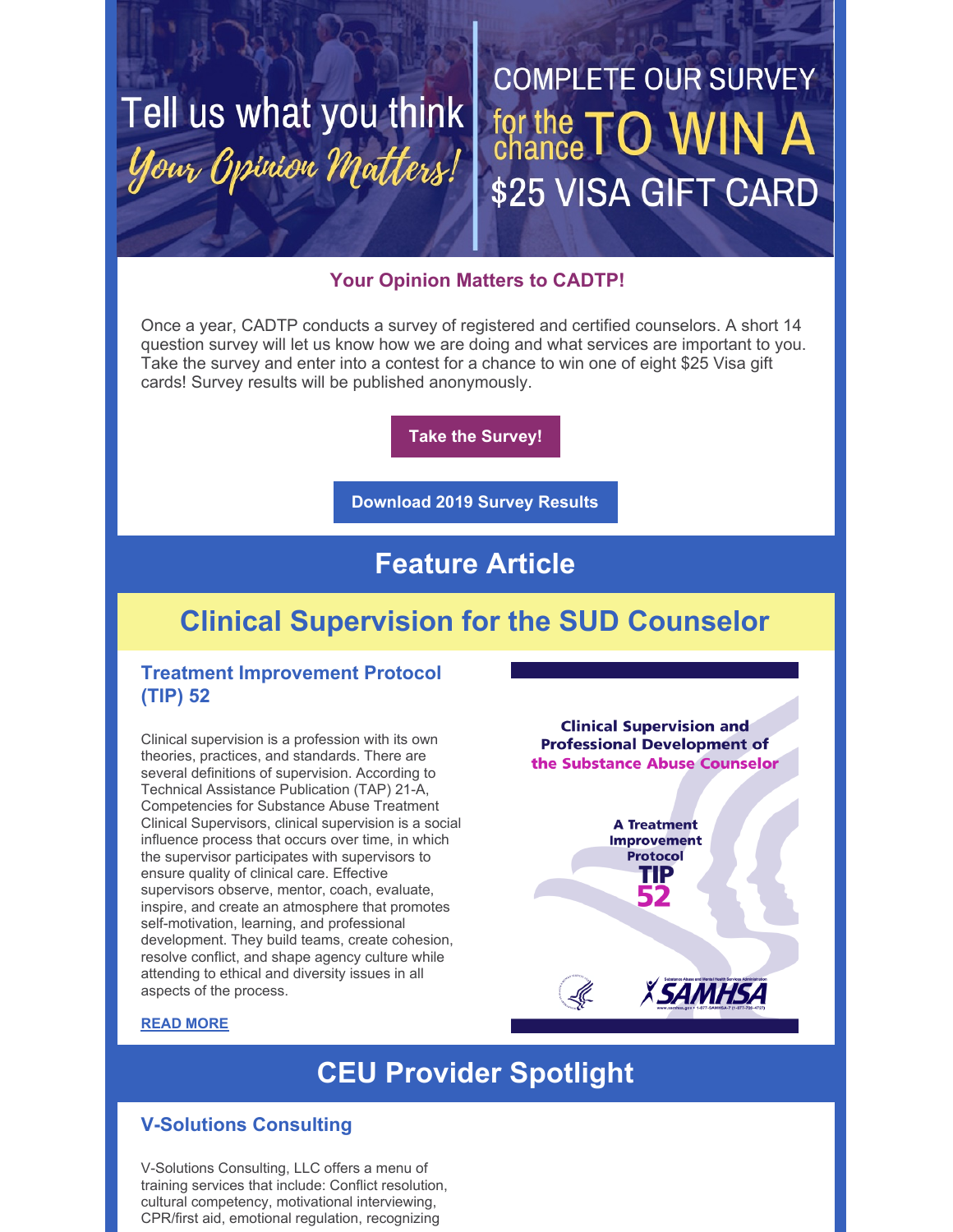Tell us what you think

*Your Opinion Matters!*

COMPLETE OUR SURVEY for the chance TO WIN A $25 VISA GIFT CARD

### Your Opinion Matters to CADTP!

Once a year, CADTP conducts a survey of registered and certified counselors. A short 14 question survey will let us know how we are doing and what services are important to you. Take the survey and enter into a contest for a chance to win one of eight $25 Visa gift cards! Survey results will be published anonymously.

**Take the Survey!**

**Download 2019 Survey Results**

## Feature Article

## Clinical Supervision for the SUD Counselor

### Treatment Improvement Protocol (TIP) 52

Clinical supervision is a profession with its own theories, practices, and standards. There are several definitions of supervision. According to Technical Assistance Publication (TAP) 21-A, Competencies for Substance Abuse Treatment Clinical Supervisors, clinical supervision is a social influence process that occurs over time, in which the supervisor participates with supervisors to ensure quality of clinical care. Effective supervisors observe, mentor, coach, evaluate, inspire, and create an atmosphere that promotes self-motivation, learning, and professional development. They build teams, create cohesion, resolve conflict, and shape agency culture while attending to ethical and diversity issues in all aspects of the process.

READ MORE

Clinical Supervision and Professional Development of the Substance Abuse Counselor

A Treatment Improvement Protocol TIP 52

SAMHSA

## CEU Provider Spotlight

### V-Solutions Consulting

V-Solutions Consulting, LLC offers a menu of training services that include: Conflict resolution, cultural competency, motivational interviewing, CPR/first aid, emotional regulation, recognizing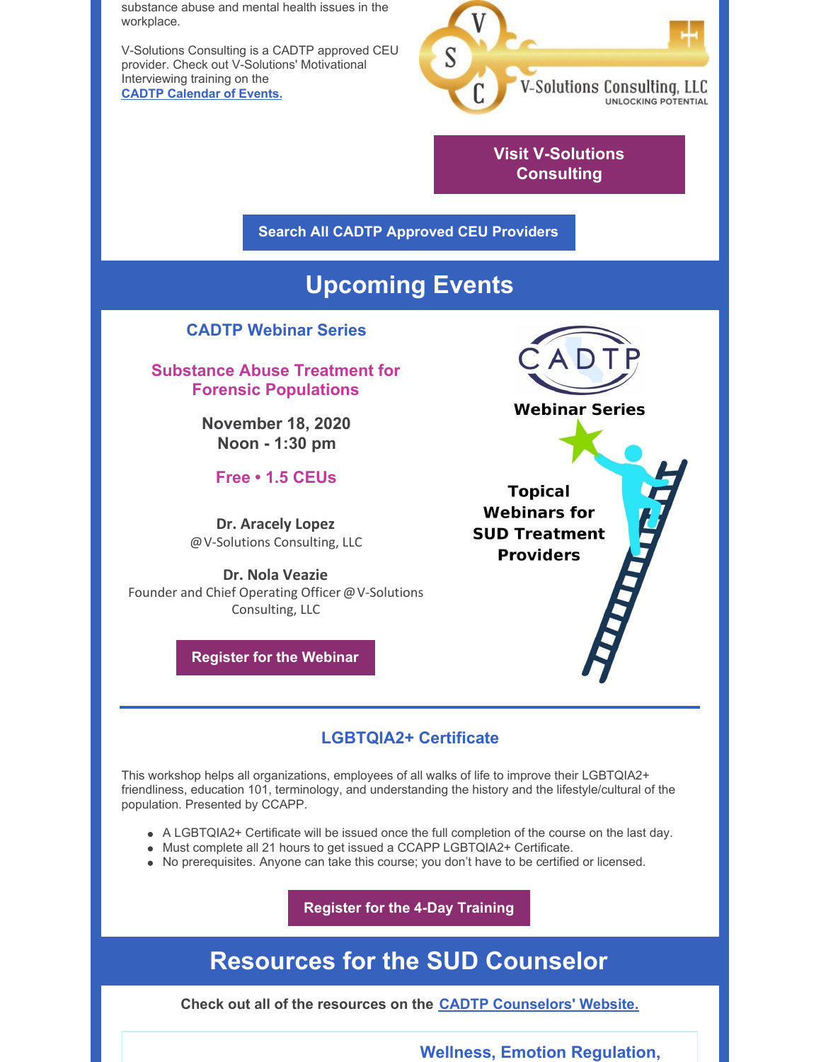substance abuse and mental health issues in the workplace.

V-Solutions Consulting is a CADTP approved CEU provider. Check out V-Solutions' Motivational Interviewing training on the [CADTP Calendar of Events.]

V-Solutions Consulting, LLC
UNLOCKING POTENTIAL

**Visit V-Solutions Consulting**

**Search All CADTP Approved CEU Providers**

## Upcoming Events

### CADTP Webinar Series

### Substance Abuse Treatment for Forensic Populations

**November 18, 2020**
**Noon - 1:30 pm**

**Free • 1.5 CEUs**

**Dr. Aracely Lopez**
@V-Solutions Consulting, LLC

**Dr. Nola Veazie**
Founder and Chief Operating Officer @V-Solutions Consulting, LLC

**Register for the Webinar**

CADTP
**Webinar Series**

**Topical Webinars for SUD Treatment Providers**

---

### LGBTQIA2+ Certificate

This workshop helps all organizations, employees of all walks of life to improve their LGBTQIA2+ friendliness, education 101, terminology, and understanding the history and the lifestyle/cultural of the population. Presented by CCAPP.

- A LGBTQIA2+ Certificate will be issued once the full completion of the course on the last day.
- Must complete all 21 hours to get issued a CCAPP LGBTQIA2+ Certificate.
- No prerequisites. Anyone can take this course; you don't have to be certified or licensed.

**Register for the 4-Day Training**

## Resources for the SUD Counselor

**Check out all of the resources on the [CADTP Counselors' Website.]**

### Wellness, Emotion Regulation,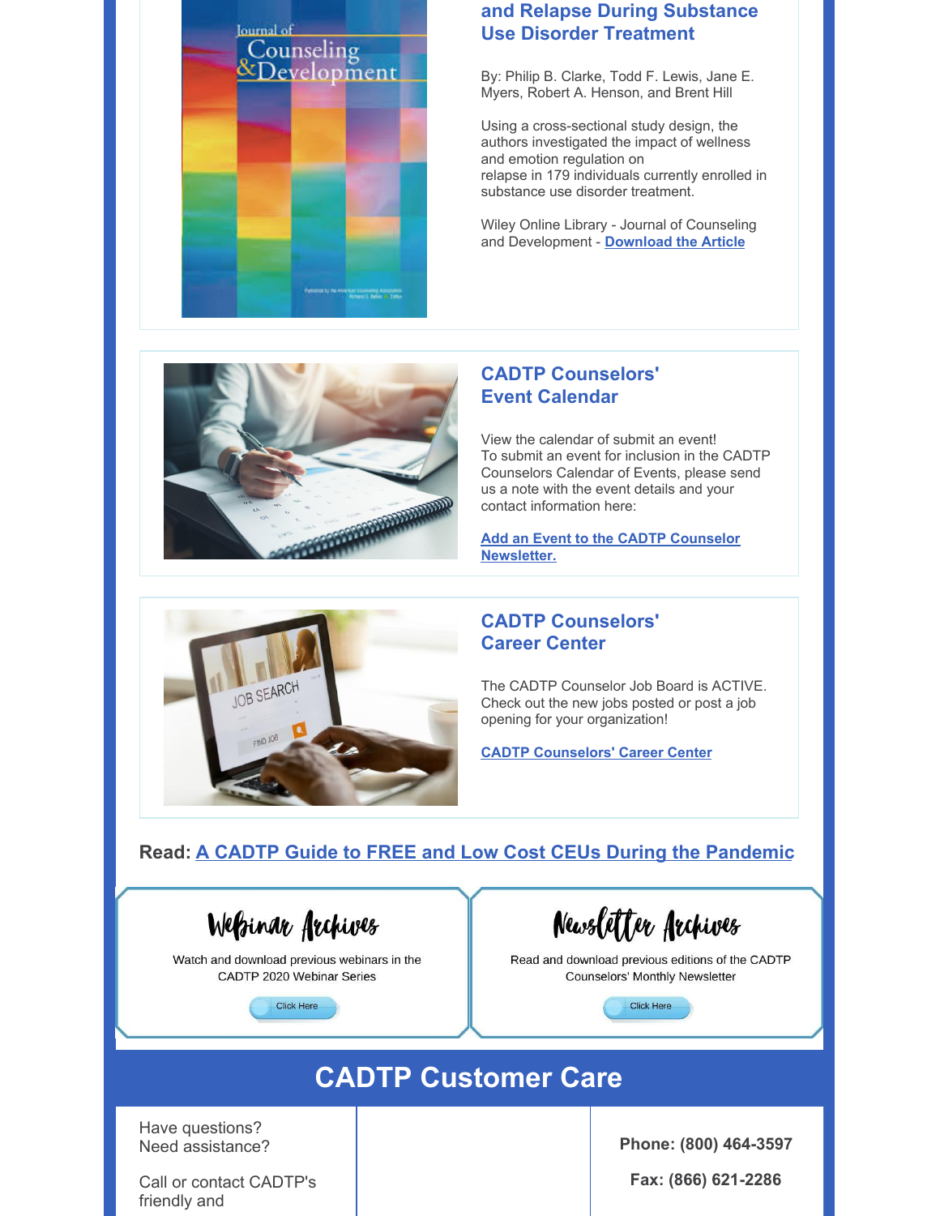### and Relapse During Substance Use Disorder Treatment

By: Philip B. Clarke, Todd F. Lewis, Jane E. Myers, Robert A. Henson, and Brent Hill

Using a cross-sectional study design, the authors investigated the impact of wellness and emotion regulation on relapse in 179 individuals currently enrolled in substance use disorder treatment.

Wiley Online Library - Journal of Counseling and Development - **Download the Article**

### CADTP Counselors' Event Calendar

View the calendar of submit an event!
To submit an event for inclusion in the CADTP Counselors Calendar of Events, please send us a note with the event details and your contact information here:

**Add an Event to the CADTP Counselor Newsletter.**

### CADTP Counselors' Career Center

The CADTP Counselor Job Board is ACTIVE. Check out the new jobs posted or post a job opening for your organization!

**CADTP Counselors' Career Center**

**Read: A CADTP Guide to FREE and Low Cost CEUs During the Pandemic**

### Webinar Archives

Watch and download previous webinars in the CADTP 2020 Webinar Series

Click Here

### Newsletter Archives

Read and download previous editions of the CADTP Counselors' Monthly Newsletter

Click Here

## CADTP Customer Care

Have questions?
Need assistance?

Call or contact CADTP's friendly and

**Phone: (800) 464-3597**

**Fax: (866) 621-2286**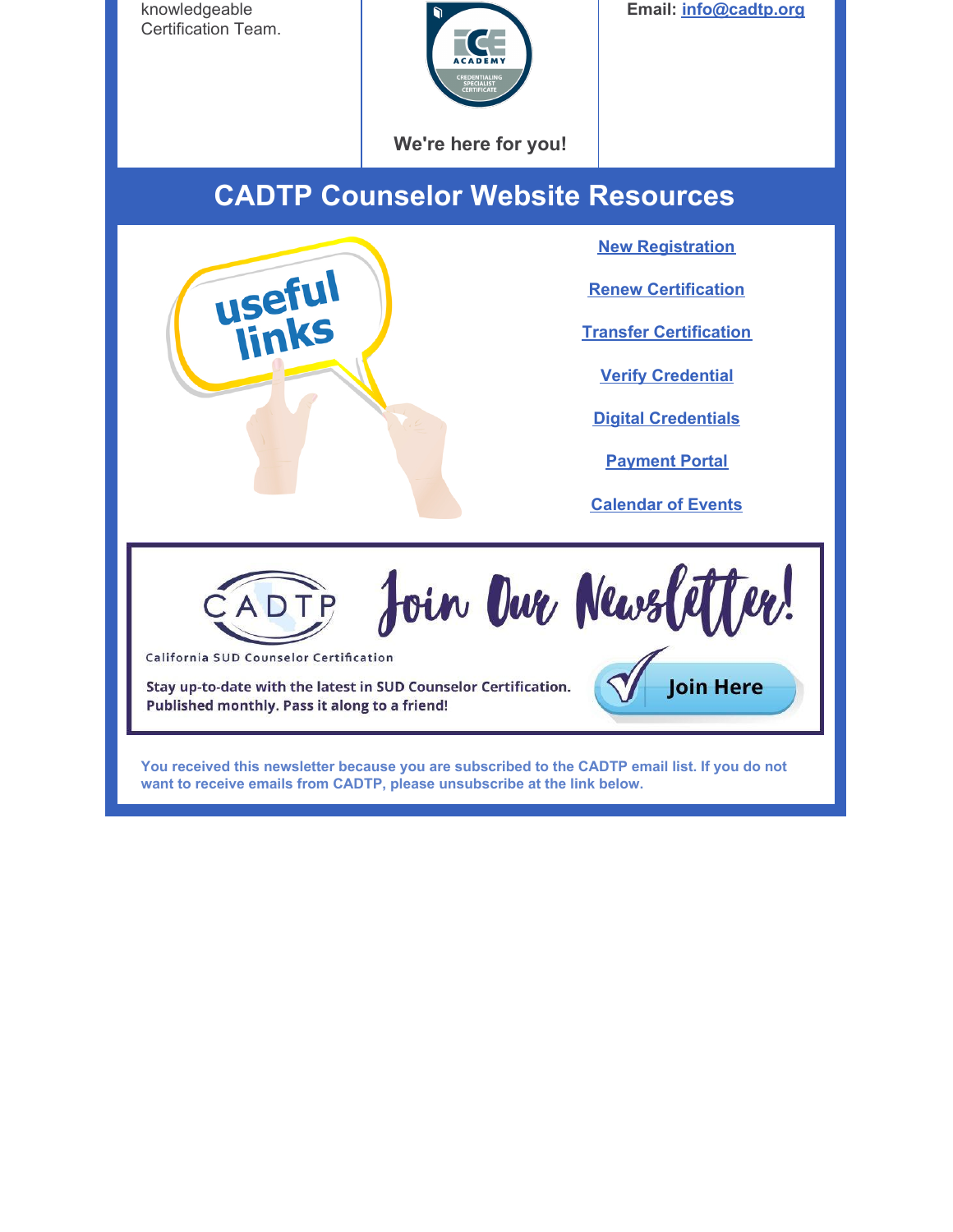knowledgeable Certification Team.

We're here for you!

**Email:** info@cadtp.org

## CADTP Counselor Website Resources

New Registration

Renew Certification

Transfer Certification

Verify Credential

Digital Credentials

Payment Portal

Calendar of Events

Join Our Newsletter!

California SUD Counselor Certification

Stay up-to-date with the latest in SUD Counselor Certification. Published monthly. Pass it along to a friend!

Join Here

**You received this newsletter because you are subscribed to the CADTP email list. If you do not want to receive emails from CADTP, please unsubscribe at the link below.**